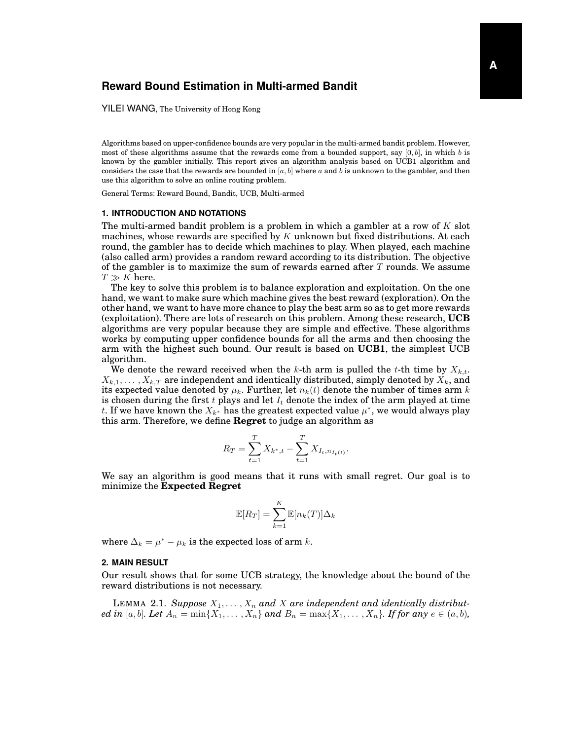# Reward Bound Estimation in Multi-armed Bandit

YILEI WANG, The University of Hong Kong

Algorithms based on upper-confidence bounds are very popular in the multi-armed bandit problem. However, most of these algorithms assume that the rewards come from a bounded support, say $[0, b]$, in which $b$ is known by the gambler initially. This report gives an algorithm analysis based on UCB1 algorithm and considers the case that the rewards are bounded in $[a, b]$ where $a$ and $b$ is unknown to the gambler, and then use this algorithm to solve an online routing problem.

General Terms: Reward Bound, Bandit, UCB, Multi-armed

## 1. INTRODUCTION AND NOTATIONS

The multi-armed bandit problem is a problem in which a gambler at a row of $K$ slot machines, whose rewards are specified by $K$ unknown but fixed distributions. At each round, the gambler has to decide which machines to play. When played, each machine (also called arm) provides a random reward according to its distribution. The objective of the gambler is to maximize the sum of rewards earned after $T$ rounds. We assume $T \gg K$ here.

The key to solve this problem is to balance exploration and exploitation. On the one hand, we want to make sure which machine gives the best reward (exploration). On the other hand, we want to have more chance to play the best arm so as to get more rewards (exploitation). There are lots of research on this problem. Among these research, **UCB** algorithms are very popular because they are simple and effective. These algorithms works by computing upper confidence bounds for all the arms and then choosing the arm with the highest such bound. Our result is based on **UCB1**, the simplest UCB algorithm.

We denote the reward received when the $k$-th arm is pulled the $t$-th time by $X_{k,t}$. $X_{k,1}, \ldots, X_{k,T}$ are independent and identically distributed, simply denoted by $X_k$, and its expected value denoted by $\mu_k$. Further, let $n_k(t)$ denote the number of times arm $k$ is chosen during the first $t$ plays and let $I_t$ denote the index of the arm played at time $t$. If we have known the $X_{k^*}$ has the greatest expected value $\mu^*$, we would always play this arm. Therefore, we define **Regret** to judge an algorithm as

$$R_T = \sum_{t=1}^{T} X_{k^*,t} - \sum_{t=1}^{T} X_{I_t, n_{I_t(t)}}.$$

We say an algorithm is good means that it runs with small regret. Our goal is to minimize the **Expected Regret**

$$\mathbb{E}[R_T] = \sum_{k=1}^{K} \mathbb{E}[n_k(T)]\Delta_k$$

where $\Delta_k = \mu^* - \mu_k$ is the expected loss of arm $k$.

## 2. MAIN RESULT

Our result shows that for some UCB strategy, the knowledge about the bound of the reward distributions is not necessary.

LEMMA 2.1. *Suppose $X_1, \ldots, X_n$ and $X$ are independent and identically distributed in $[a, b]$. Let $A_n = \min\{X_1, \ldots, X_n\}$ and $B_n = \max\{X_1, \ldots, X_n\}$. If for any $e \in (a, b)$,*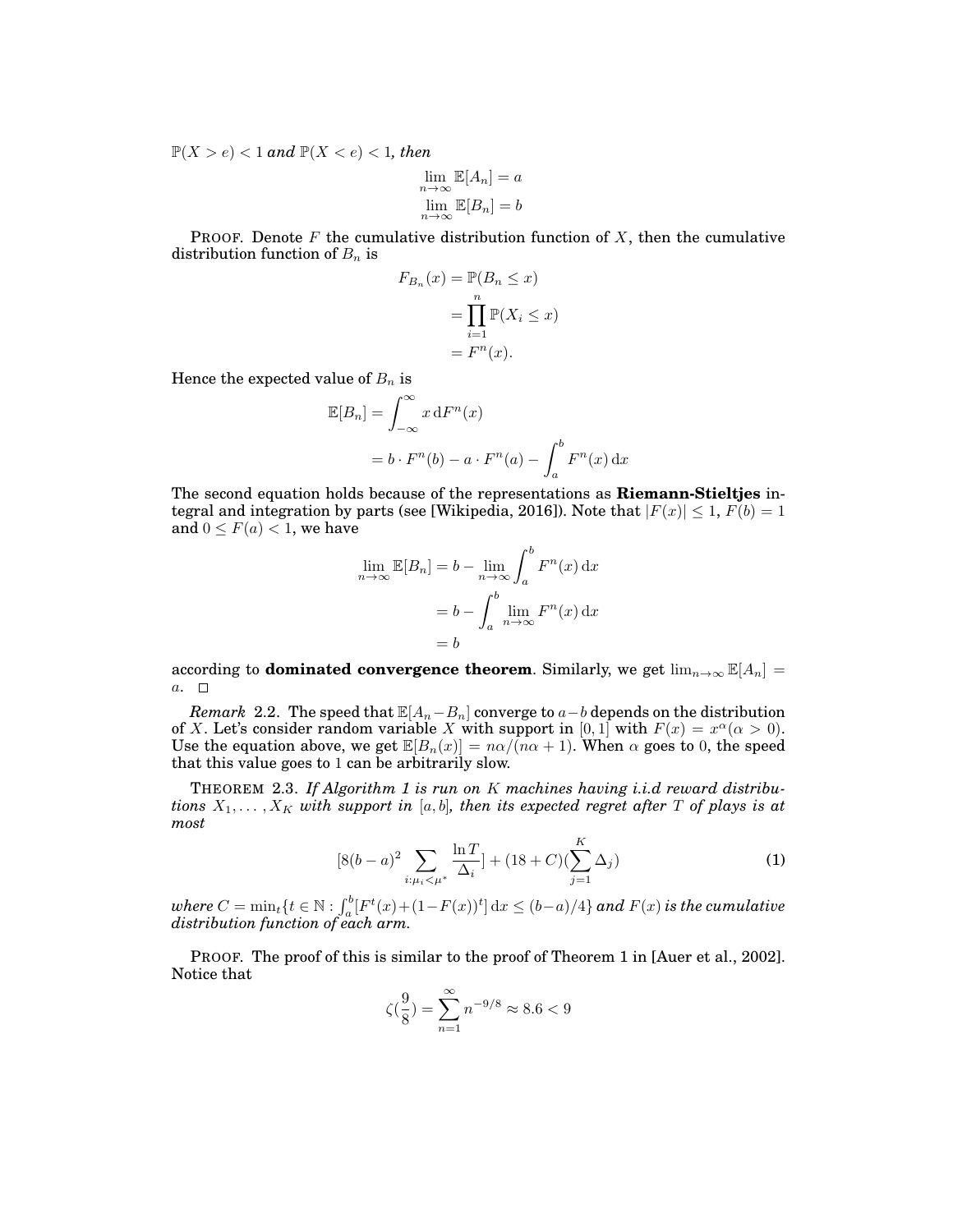$\mathbb{P}(X > e) < 1$ *and* $\mathbb{P}(X < e) < 1$*, then*

$$\lim_{n\to\infty} \mathbb{E}[A_n] = a$$
$$\lim_{n\to\infty} \mathbb{E}[B_n] = b$$

PROOF. Denote $F$ the cumulative distribution function of $X$, then the cumulative distribution function of $B_n$ is

$$\begin{aligned} F_{B_n}(x) &= \mathbb{P}(B_n \le x) \\ &= \prod_{i=1}^{n} \mathbb{P}(X_i \le x) \\ &= F^n(x). \end{aligned}$$

Hence the expected value of $B_n$ is

$$\begin{aligned} \mathbb{E}[B_n] &= \int_{-\infty}^{\infty} x \,\mathrm{d}F^n(x) \\ &= b \cdot F^n(b) - a \cdot F^n(a) - \int_a^b F^n(x)\,\mathrm{d}x \end{aligned}$$

The second equation holds because of the representations as **Riemann-Stieltjes** integral and integration by parts (see [Wikipedia, 2016]). Note that $|F(x)| \le 1$, $F(b) = 1$ and $0 \le F(a) < 1$, we have

$$\begin{aligned} \lim_{n\to\infty} \mathbb{E}[B_n] &= b - \lim_{n\to\infty} \int_a^b F^n(x)\,\mathrm{d}x \\ &= b - \int_a^b \lim_{n\to\infty} F^n(x)\,\mathrm{d}x \\ &= b \end{aligned}$$

according to **dominated convergence theorem**. Similarly, we get $\lim_{n\to\infty} \mathbb{E}[A_n] = a$. $\square$

*Remark* 2.2. The speed that $\mathbb{E}[A_n - B_n]$ converge to $a - b$ depends on the distribution of $X$. Let's consider random variable $X$ with support in $[0, 1]$ with $F(x) = x^{\alpha} (\alpha > 0)$. Use the equation above, we get $\mathbb{E}[B_n(x)] = n\alpha/(n\alpha + 1)$. When $\alpha$ goes to $0$, the speed that this value goes to $1$ can be arbitrarily slow.

THEOREM 2.3. *If Algorithm 1 is run on $K$ machines having i.i.d reward distributions $X_1, \ldots, X_K$ with support in $[a, b]$, then its expected regret after $T$ of plays is at most*

$$[8(b-a)^2 \sum_{i:\mu_i<\mu^*} \frac{\ln T}{\Delta_i}] + (18 + C)(\sum_{j=1}^{K} \Delta_j) \tag{1}$$

*where* $C = \min_t\{t \in \mathbb{N} : \int_a^b [F^t(x) + (1-F(x))^t]\,\mathrm{d}x \le (b-a)/4\}$ *and* $F(x)$ *is the cumulative distribution function of each arm.*

PROOF. The proof of this is similar to the proof of Theorem 1 in [Auer et al., 2002]. Notice that

$$\zeta(\frac{9}{8}) = \sum_{n=1}^{\infty} n^{-9/8} \approx 8.6 < 9$$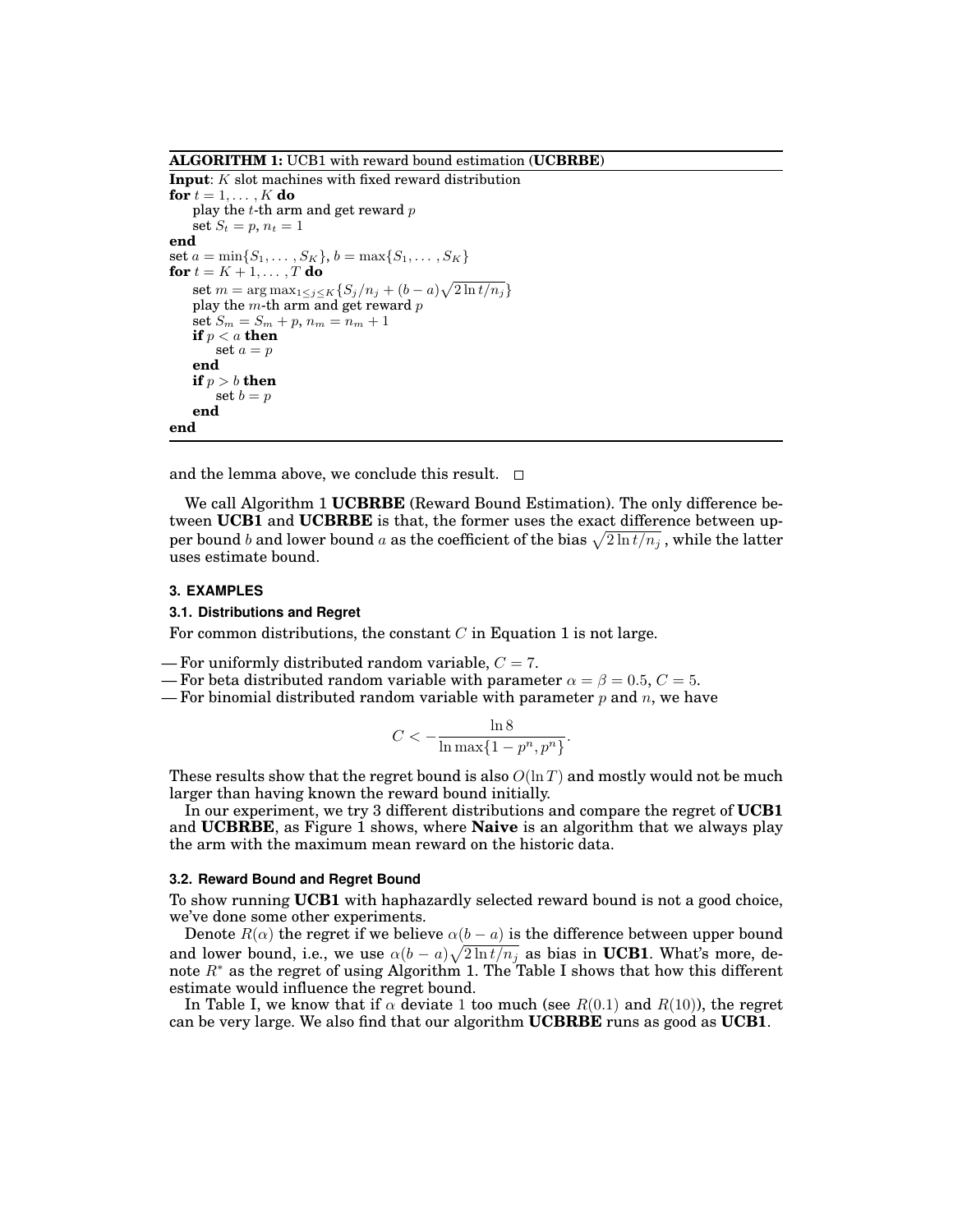**ALGORITHM 1:** UCB1 with reward bound estimation (**UCBRBE**)

**Input**: $K$ slot machines with fixed reward distribution

```
for t = 1, ..., K do
    play the t-th arm and get reward p
    set S_t = p, n_t = 1
end
set a = min{S_1, ..., S_K}, b = max{S_1, ..., S_K}
for t = K + 1, ..., T do
    set m = argmax_{1≤j≤K} {S_j/n_j + (b − a)√(2 ln t/n_j)}
    play the m-th arm and get reward p
    set S_m = S_m + p, n_m = n_m + 1
    if p < a then
        set a = p
    end
    if p > b then
        set b = p
    end
end
```

and the lemma above, we conclude this result. □

We call Algorithm 1 **UCBRBE** (Reward Bound Estimation). The only difference between **UCB1** and **UCBRBE** is that, the former uses the exact difference between upper bound $b$ and lower bound $a$ as the coefficient of the bias $\sqrt{2\ln t/n_j}$, while the latter uses estimate bound.

## 3. EXAMPLES

### 3.1. Distributions and Regret

For common distributions, the constant $C$ in Equation 1 is not large.

— For uniformly distributed random variable, $C = 7$.
— For beta distributed random variable with parameter $\alpha = \beta = 0.5$, $C = 5$.
— For binomial distributed random variable with parameter $p$ and $n$, we have

$$C < -\frac{\ln 8}{\ln \max\{1-p^n, p^n\}}.$$

These results show that the regret bound is also $O(\ln T)$ and mostly would not be much larger than having known the reward bound initially.

In our experiment, we try 3 different distributions and compare the regret of **UCB1** and **UCBRBE**, as Figure 1 shows, where **Naive** is an algorithm that we always play the arm with the maximum mean reward on the historic data.

### 3.2. Reward Bound and Regret Bound

To show running **UCB1** with haphazardly selected reward bound is not a good choice, we've done some other experiments.

Denote $R(\alpha)$ the regret if we believe $\alpha(b-a)$ is the difference between upper bound and lower bound, i.e., we use $\alpha(b-a)\sqrt{2\ln t/n_j}$ as bias in **UCB1**. What's more, denote $R^*$ as the regret of using Algorithm 1. The Table I shows that how this different estimate would influence the regret bound.

In Table I, we know that if $\alpha$ deviate 1 too much (see $R(0.1)$ and $R(10)$), the regret can be very large. We also find that our algorithm **UCBRBE** runs as good as **UCB1**.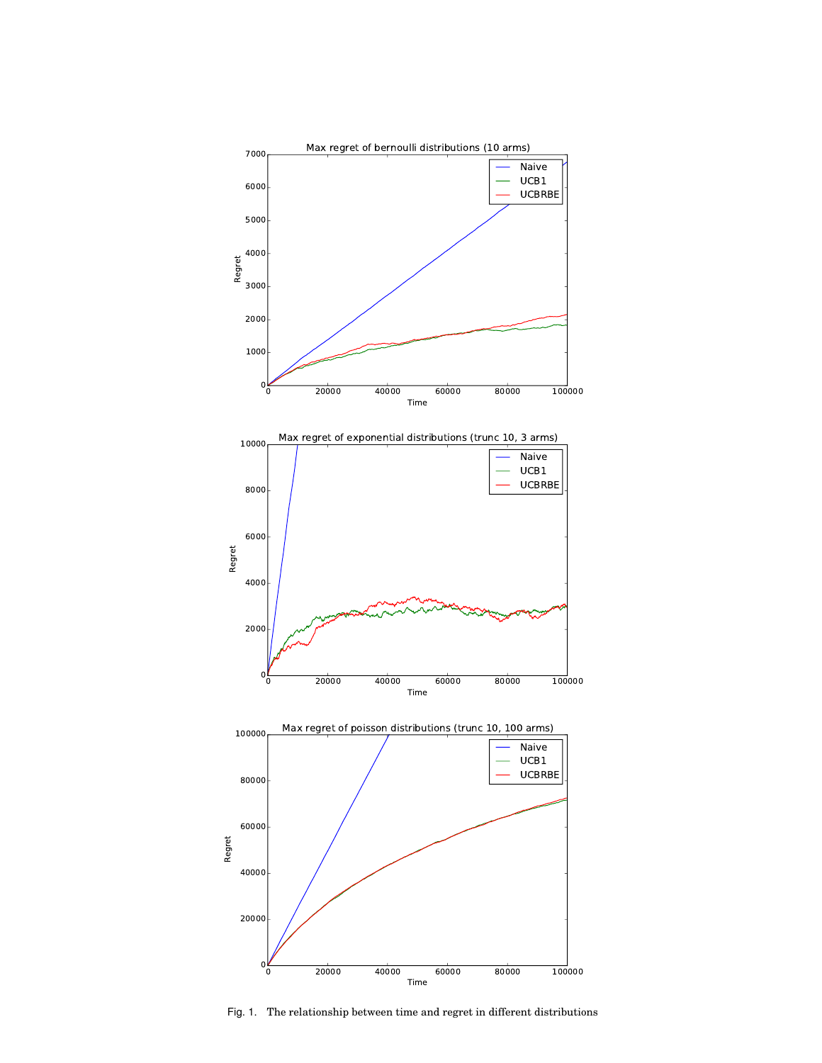Fig. 1. The relationship between time and regret in different distributions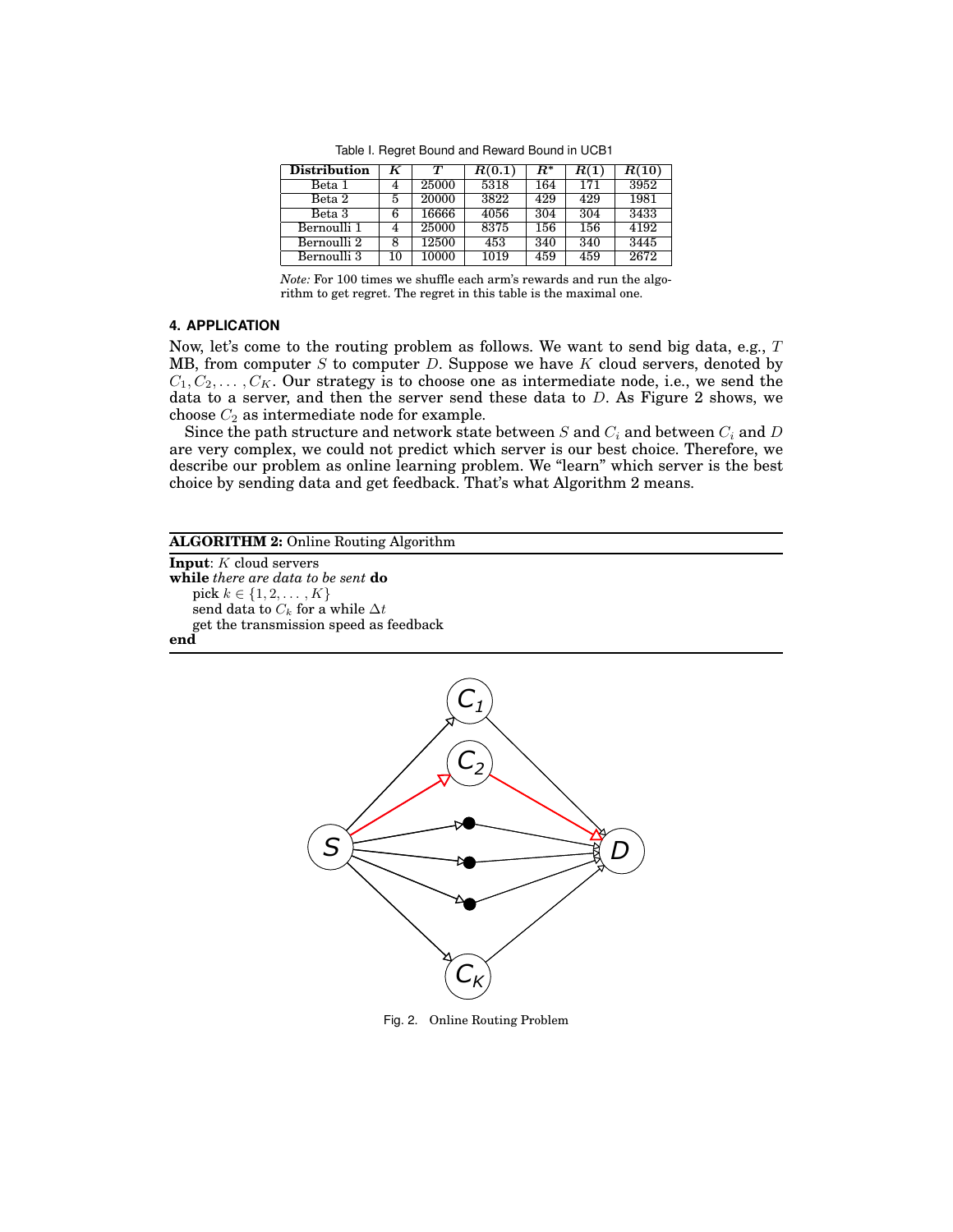Table I. Regret Bound and Reward Bound in UCB1

| Distribution | $K$ | $T$ | $R(0.1)$ | $R^*$ | $R(1)$ | $R(10)$ |
|---|---|---|---|---|---|---|
| Beta 1 | 4 | 25000 | 5318 | 164 | 171 | 3952 |
| Beta 2 | 5 | 20000 | 3822 | 429 | 429 | 1981 |
| Beta 3 | 6 | 16666 | 4056 | 304 | 304 | 3433 |
| Bernoulli 1 | 4 | 25000 | 8375 | 156 | 156 | 4192 |
| Bernoulli 2 | 8 | 12500 | 453 | 340 | 340 | 3445 |
| Bernoulli 3 | 10 | 10000 | 1019 | 459 | 459 | 2672 |

*Note:* For 100 times we shuffle each arm's rewards and run the algorithm to get regret. The regret in this table is the maximal one.

## 4. APPLICATION

Now, let's come to the routing problem as follows. We want to send big data, e.g., $T$ MB, from computer $S$ to computer $D$. Suppose we have $K$ cloud servers, denoted by $C_1, C_2, \ldots, C_K$. Our strategy is to choose one as intermediate node, i.e., we send the data to a server, and then the server send these data to $D$. As Figure 2 shows, we choose $C_2$ as intermediate node for example.

Since the path structure and network state between $S$ and $C_i$ and between $C_i$ and $D$ are very complex, we could not predict which server is our best choice. Therefore, we describe our problem as online learning problem. We "learn" which server is the best choice by sending data and get feedback. That's what Algorithm 2 means.

```
ALGORITHM 2: Online Routing Algorithm
Input: K cloud servers
while there are data to be sent do
    pick k ∈ {1, 2, ..., K}
    send data to C_k for a while Δt
    get the transmission speed as feedback
end
```

Fig. 2. Online Routing Problem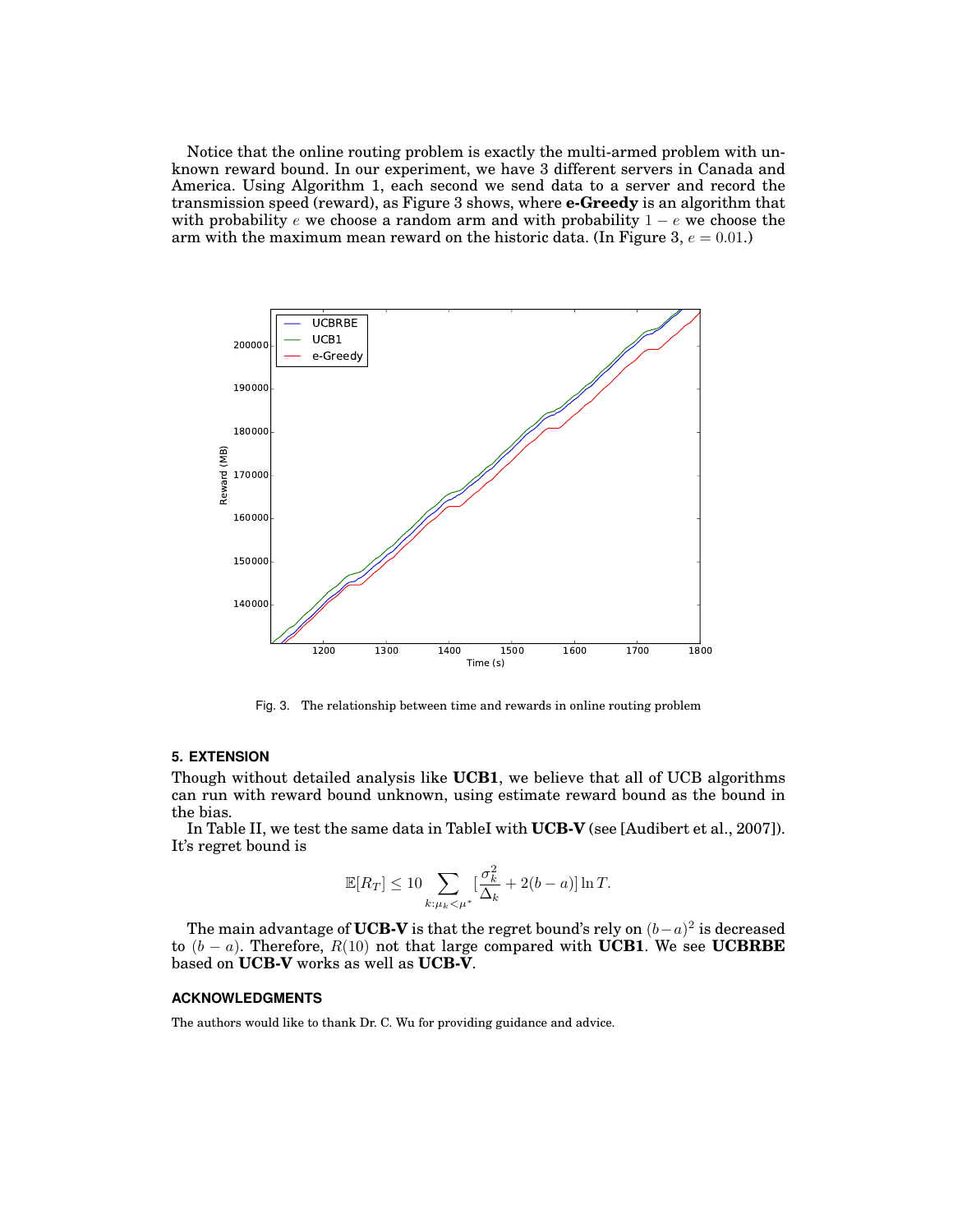Notice that the online routing problem is exactly the multi-armed problem with unknown reward bound. In our experiment, we have 3 different servers in Canada and America. Using Algorithm 1, each second we send data to a server and record the transmission speed (reward), as Figure 3 shows, where **e-Greedy** is an algorithm that with probability $e$ we choose a random arm and with probability $1 - e$ we choose the arm with the maximum mean reward on the historic data. (In Figure 3, $e = 0.01$.)

Fig. 3. The relationship between time and rewards in online routing problem

## 5. EXTENSION

Though without detailed analysis like **UCB1**, we believe that all of UCB algorithms can run with reward bound unknown, using estimate reward bound as the bound in the bias.

In Table II, we test the same data in TableI with **UCB-V** (see [Audibert et al., 2007]). It's regret bound is

$$\mathbb{E}[R_T] \leq 10 \sum_{k:\mu_k<\mu^*} [\frac{\sigma_k^2}{\Delta_k} + 2(b-a)] \ln T.$$

The main advantage of **UCB-V** is that the regret bound's rely on $(b-a)^2$ is decreased to $(b-a)$. Therefore, $R(10)$ not that large compared with **UCB1**. We see **UCBRBE** based on **UCB-V** works as well as **UCB-V**.

## ACKNOWLEDGMENTS

The authors would like to thank Dr. C. Wu for providing guidance and advice.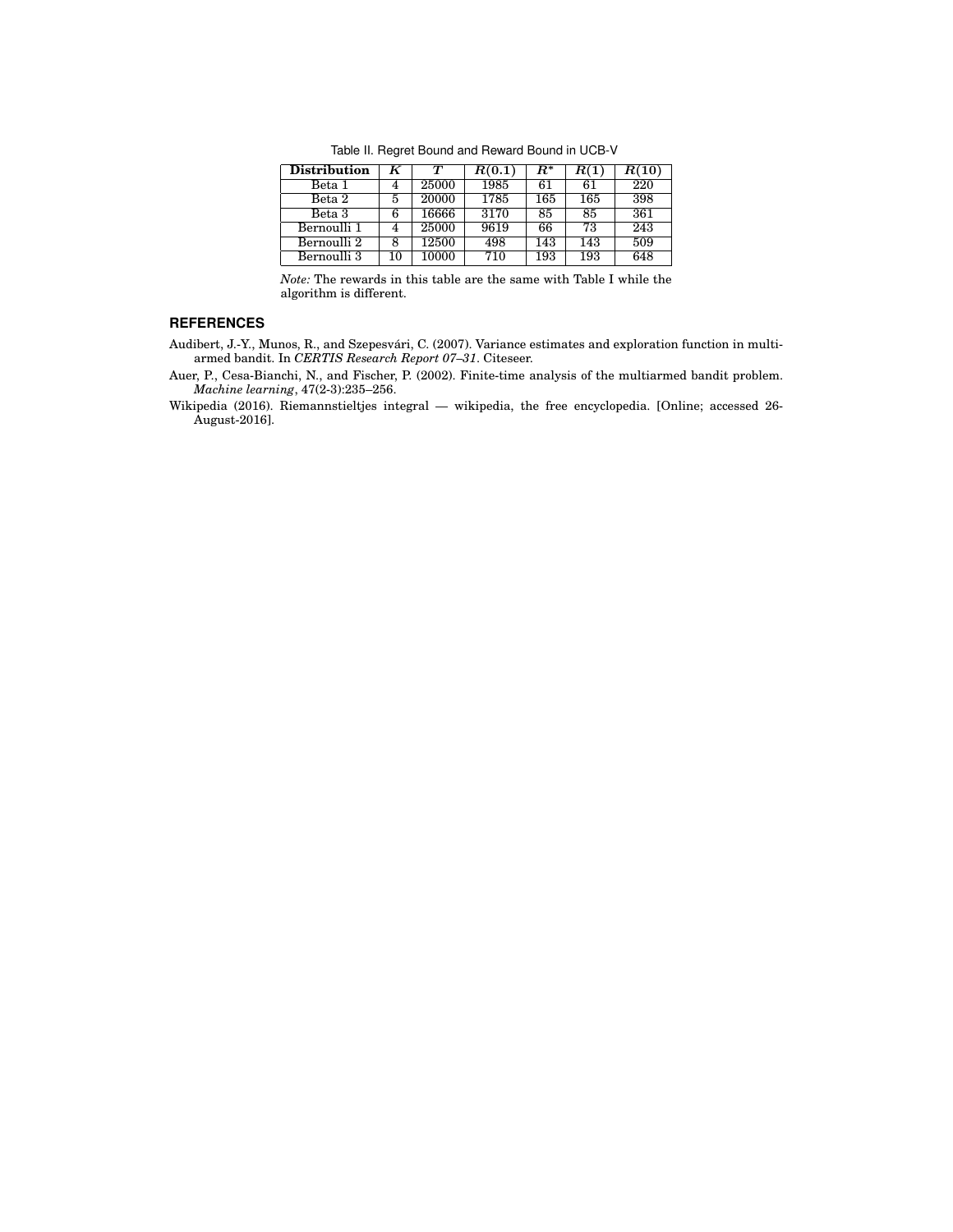Table II. Regret Bound and Reward Bound in UCB-V

| Distribution | $K$ | $T$ | $R(0.1)$ | $R^*$ | $R(1)$ | $R(10)$ |
|---|---|---|---|---|---|---|
| Beta 1 | 4 | 25000 | 1985 | 61 | 61 | 220 |
| Beta 2 | 5 | 20000 | 1785 | 165 | 165 | 398 |
| Beta 3 | 6 | 16666 | 3170 | 85 | 85 | 361 |
| Bernoulli 1 | 4 | 25000 | 9619 | 66 | 73 | 243 |
| Bernoulli 2 | 8 | 12500 | 498 | 143 | 143 | 509 |
| Bernoulli 3 | 10 | 10000 | 710 | 193 | 193 | 648 |

*Note:* The rewards in this table are the same with Table I while the algorithm is different.

## REFERENCES

Audibert, J.-Y., Munos, R., and Szepesvári, C. (2007). Variance estimates and exploration function in multi-armed bandit. In *CERTIS Research Report 07–31*. Citeseer.

Auer, P., Cesa-Bianchi, N., and Fischer, P. (2002). Finite-time analysis of the multiarmed bandit problem. *Machine learning*, 47(2-3):235–256.

Wikipedia (2016). Riemannstieltjes integral — wikipedia, the free encyclopedia. [Online; accessed 26-August-2016].